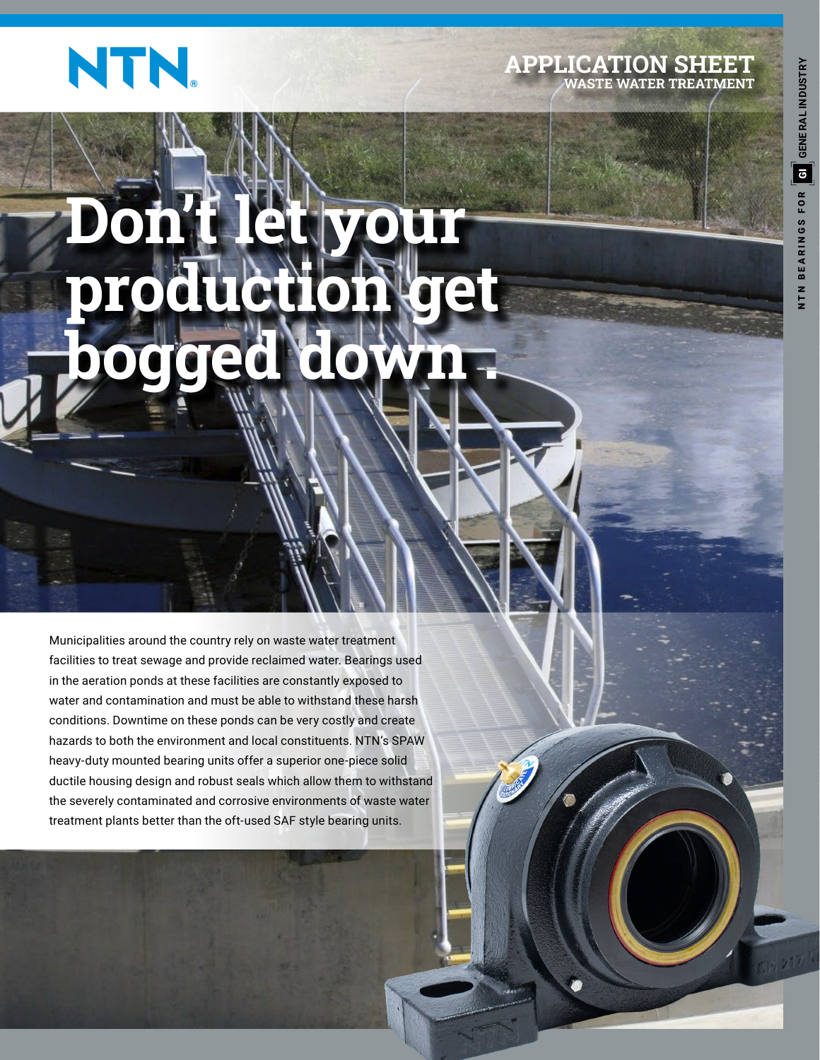APPLICATION SHEET
WASTE WATER TREATMENT

# Don't let your production get bogged down .

Municipalities around the country rely on waste water treatment facilities to treat sewage and provide reclaimed water. Bearings used in the aeration ponds at these facilities are constantly exposed to water and contamination and must be able to withstand these harsh conditions. Downtime on these ponds can be very costly and create hazards to both the environment and local constituents. NTN's SPAW heavy-duty mounted bearing units offer a superior one-piece solid ductile housing design and robust seals which allow them to withstand the severely contaminated and corrosive environments of waste water treatment plants better than the oft-used SAF style bearing units.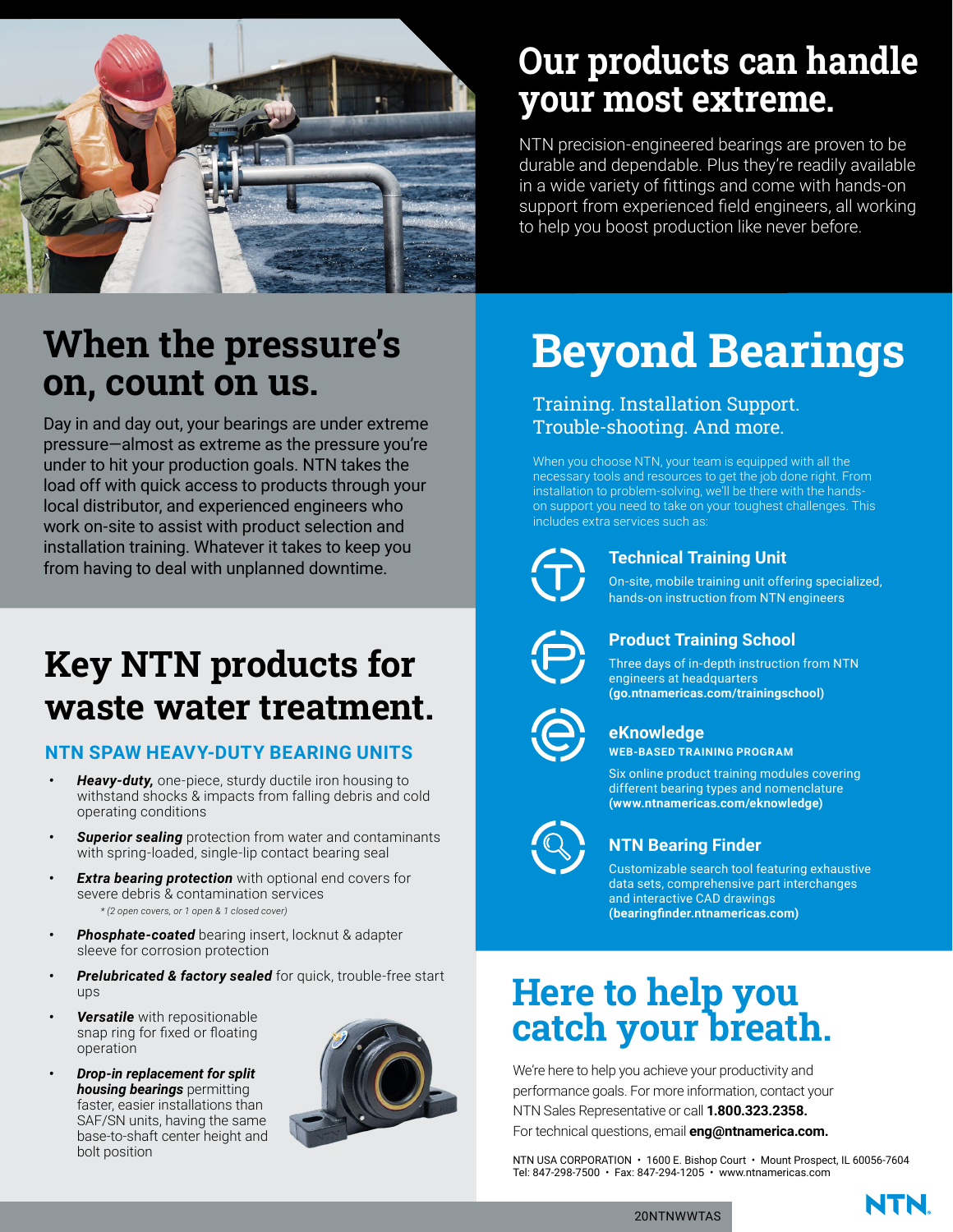# Our products can handle your most extreme.

NTN precision-engineered bearings are proven to be durable and dependable. Plus they're readily available in a wide variety of fittings and come with hands-on support from experienced field engineers, all working to help you boost production like never before.

## When the pressure's on, count on us.

Day in and day out, your bearings are under extreme pressure—almost as extreme as the pressure you're under to hit your production goals. NTN takes the load off with quick access to products through your local distributor, and experienced engineers who work on-site to assist with product selection and installation training. Whatever it takes to keep you from having to deal with unplanned downtime.

## Key NTN products for waste water treatment.

### NTN SPAW HEAVY-DUTY BEARING UNITS

- ***Heavy-duty,*** one-piece, sturdy ductile iron housing to withstand shocks & impacts from falling debris and cold operating conditions
- ***Superior sealing*** protection from water and contaminants with spring-loaded, single-lip contact bearing seal
- ***Extra bearing protection*** with optional end covers for severe debris & contamination services
  *\* (2 open covers, or 1 open & 1 closed cover)*
- ***Phosphate-coated*** bearing insert, locknut & adapter sleeve for corrosion protection
- ***Prelubricated & factory sealed*** for quick, trouble-free start ups
- ***Versatile*** with repositionable snap ring for fixed or floating operation
- ***Drop-in replacement for split housing bearings*** permitting faster, easier installations than SAF/SN units, having the same base-to-shaft center height and bolt position

## Beyond Bearings

### Training. Installation Support. Trouble-shooting. And more.

When you choose NTN, your team is equipped with all the necessary tools and resources to get the job done right. From installation to problem-solving, we'll be there with the hands-on support you need to take on your toughest challenges. This includes extra services such as:

**Technical Training Unit**
On-site, mobile training unit offering specialized, hands-on instruction from NTN engineers

**Product Training School**
Three days of in-depth instruction from NTN engineers at headquarters
**(go.ntnamericas.com/trainingschool)**

**eKnowledge**
**WEB-BASED TRAINING PROGRAM**
Six online product training modules covering different bearing types and nomenclature
**(www.ntnamericas.com/eknowledge)**

**NTN Bearing Finder**
Customizable search tool featuring exhaustive data sets, comprehensive part interchanges and interactive CAD drawings
**(bearingfinder.ntnamericas.com)**

## Here to help you catch your breath.

We're here to help you achieve your productivity and performance goals. For more information, contact your NTN Sales Representative or call **1.800.323.2358.**
For technical questions, email **eng@ntnamerica.com.**

NTN USA CORPORATION • 1600 E. Bishop Court • Mount Prospect, IL 60056-7604
Tel: 847-298-7500 • Fax: 847-294-1205 • www.ntnamericas.com

NTN

20NTNWWTAS